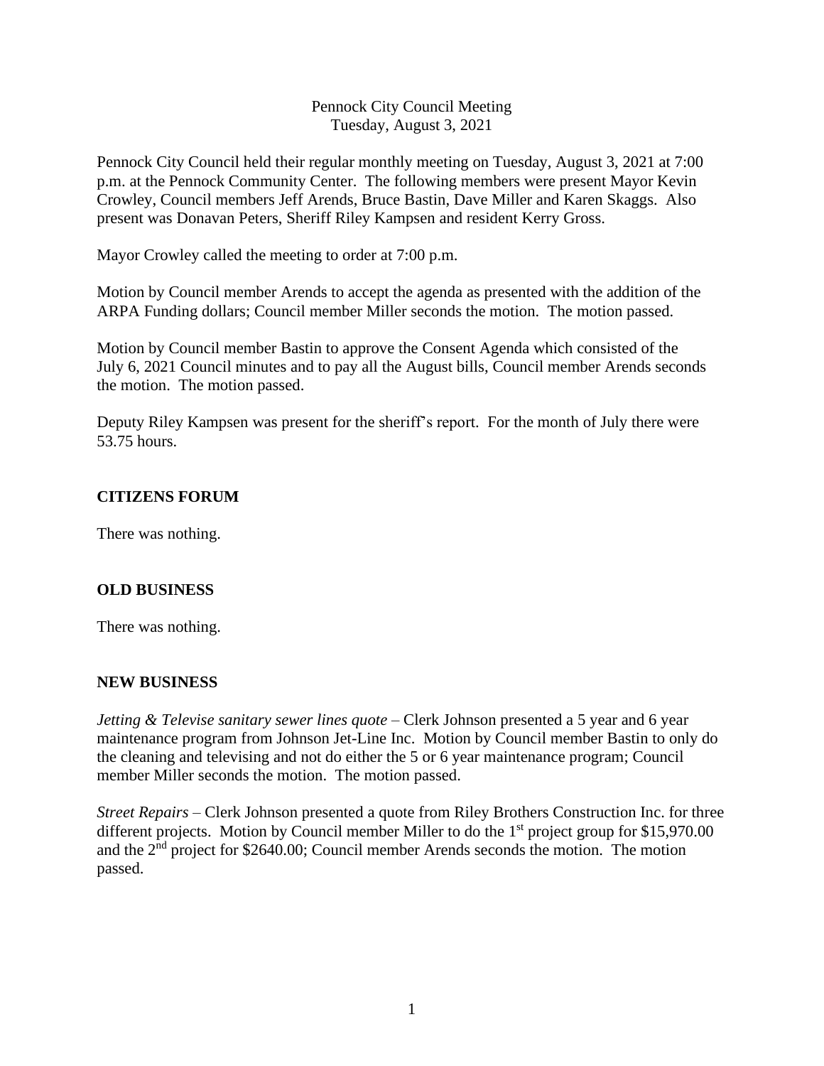Pennock City Council Meeting
Tuesday, August 3, 2021

Pennock City Council held their regular monthly meeting on Tuesday, August 3, 2021 at 7:00 p.m. at the Pennock Community Center. The following members were present Mayor Kevin Crowley, Council members Jeff Arends, Bruce Bastin, Dave Miller and Karen Skaggs. Also present was Donavan Peters, Sheriff Riley Kampsen and resident Kerry Gross.

Mayor Crowley called the meeting to order at 7:00 p.m.

Motion by Council member Arends to accept the agenda as presented with the addition of the ARPA Funding dollars; Council member Miller seconds the motion. The motion passed.

Motion by Council member Bastin to approve the Consent Agenda which consisted of the July 6, 2021 Council minutes and to pay all the August bills, Council member Arends seconds the motion. The motion passed.

Deputy Riley Kampsen was present for the sheriff's report. For the month of July there were 53.75 hours.

**CITIZENS FORUM**

There was nothing.

**OLD BUSINESS**

There was nothing.

**NEW BUSINESS**

*Jetting & Televise sanitary sewer lines quote* – Clerk Johnson presented a 5 year and 6 year maintenance program from Johnson Jet-Line Inc. Motion by Council member Bastin to only do the cleaning and televising and not do either the 5 or 6 year maintenance program; Council member Miller seconds the motion. The motion passed.

*Street Repairs* – Clerk Johnson presented a quote from Riley Brothers Construction Inc. for three different projects. Motion by Council member Miller to do the 1st project group for $15,970.00 and the 2nd project for $2640.00; Council member Arends seconds the motion. The motion passed.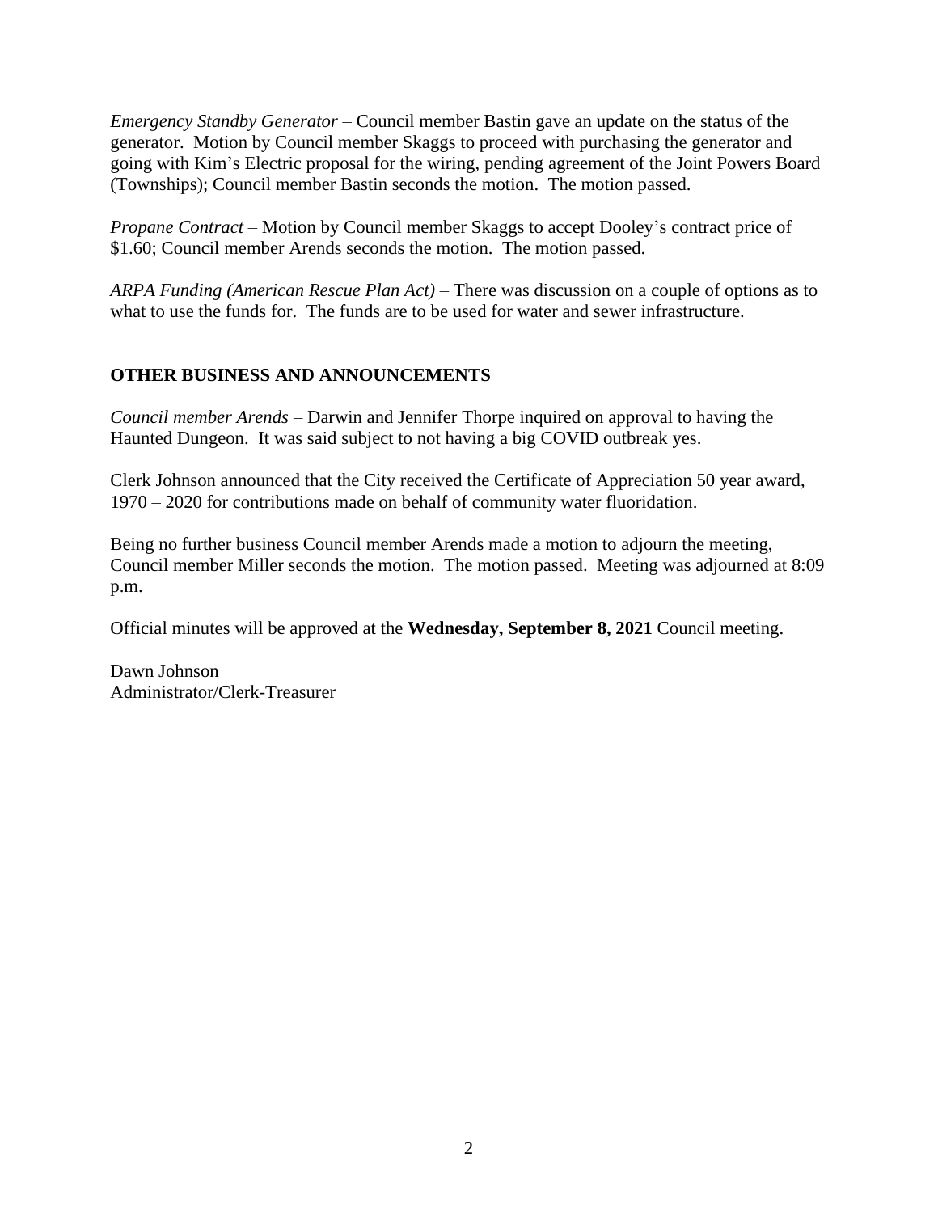*Emergency Standby Generator* – Council member Bastin gave an update on the status of the generator. Motion by Council member Skaggs to proceed with purchasing the generator and going with Kim's Electric proposal for the wiring, pending agreement of the Joint Powers Board (Townships); Council member Bastin seconds the motion. The motion passed.

*Propane Contract* – Motion by Council member Skaggs to accept Dooley's contract price of $1.60; Council member Arends seconds the motion. The motion passed.

*ARPA Funding (American Rescue Plan Act)* – There was discussion on a couple of options as to what to use the funds for. The funds are to be used for water and sewer infrastructure.

## OTHER BUSINESS AND ANNOUNCEMENTS

*Council member Arends* – Darwin and Jennifer Thorpe inquired on approval to having the Haunted Dungeon. It was said subject to not having a big COVID outbreak yes.

Clerk Johnson announced that the City received the Certificate of Appreciation 50 year award, 1970 – 2020 for contributions made on behalf of community water fluoridation.

Being no further business Council member Arends made a motion to adjourn the meeting, Council member Miller seconds the motion. The motion passed. Meeting was adjourned at 8:09 p.m.

Official minutes will be approved at the **Wednesday, September 8, 2021** Council meeting.

Dawn Johnson
Administrator/Clerk-Treasurer